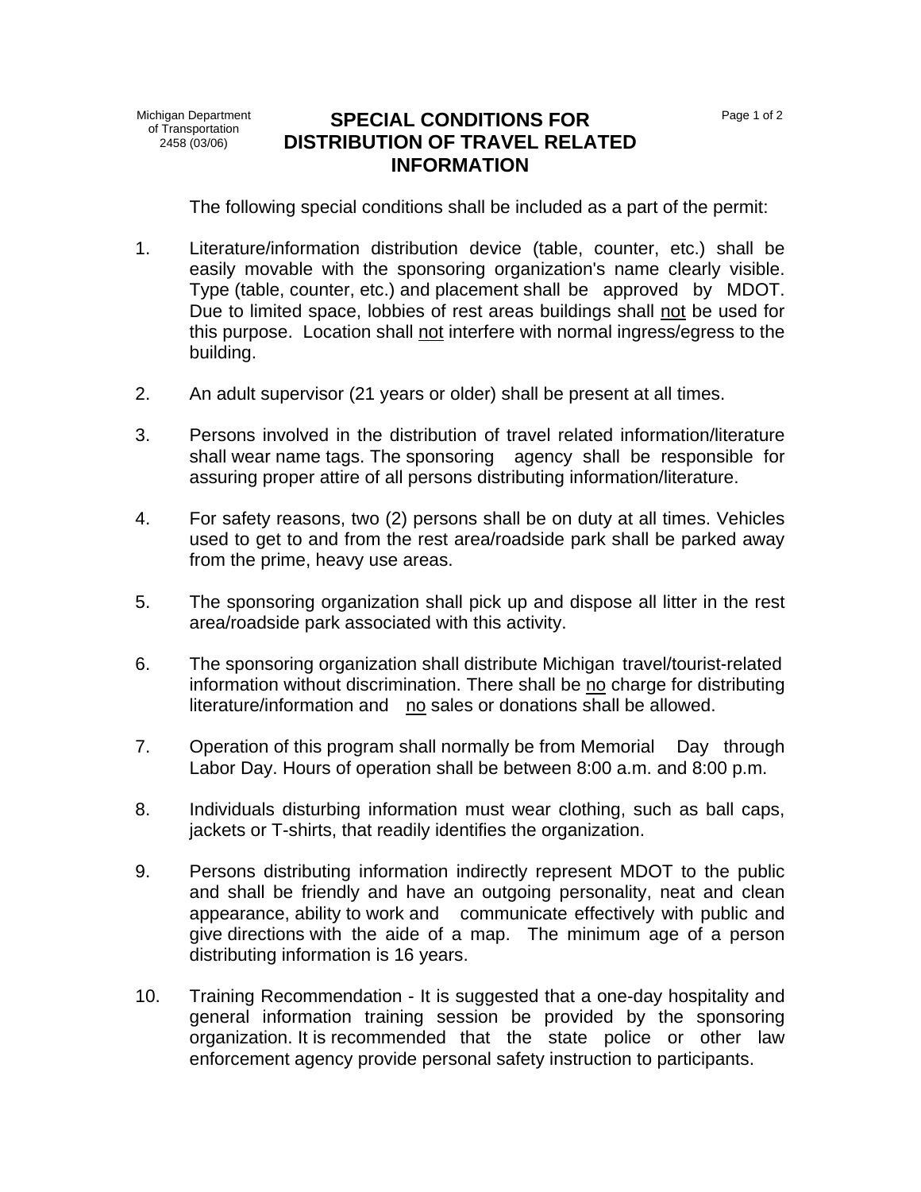Michigan Department of Transportation
2458 (03/06)

# SPECIAL CONDITIONS FOR DISTRIBUTION OF TRAVEL RELATED INFORMATION

The following special conditions shall be included as a part of the permit:

1. Literature/information distribution device (table, counter, etc.) shall be easily movable with the sponsoring organization's name clearly visible. Type (table, counter, etc.) and placement shall be approved by MDOT. Due to limited space, lobbies of rest areas buildings shall <u>not</u> be used for this purpose. Location shall <u>not</u> interfere with normal ingress/egress to the building.

2. An adult supervisor (21 years or older) shall be present at all times.

3. Persons involved in the distribution of travel related information/literature shall wear name tags. The sponsoring agency shall be responsible for assuring proper attire of all persons distributing information/literature.

4. For safety reasons, two (2) persons shall be on duty at all times. Vehicles used to get to and from the rest area/roadside park shall be parked away from the prime, heavy use areas.

5. The sponsoring organization shall pick up and dispose all litter in the rest area/roadside park associated with this activity.

6. The sponsoring organization shall distribute Michigan travel/tourist-related information without discrimination. There shall be <u>no</u> charge for distributing literature/information and <u>no</u> sales or donations shall be allowed.

7. Operation of this program shall normally be from Memorial Day through Labor Day. Hours of operation shall be between 8:00 a.m. and 8:00 p.m.

8. Individuals disturbing information must wear clothing, such as ball caps, jackets or T-shirts, that readily identifies the organization.

9. Persons distributing information indirectly represent MDOT to the public and shall be friendly and have an outgoing personality, neat and clean appearance, ability to work and communicate effectively with public and give directions with the aide of a map. The minimum age of a person distributing information is 16 years.

10. Training Recommendation - It is suggested that a one-day hospitality and general information training session be provided by the sponsoring organization. It is recommended that the state police or other law enforcement agency provide personal safety instruction to participants.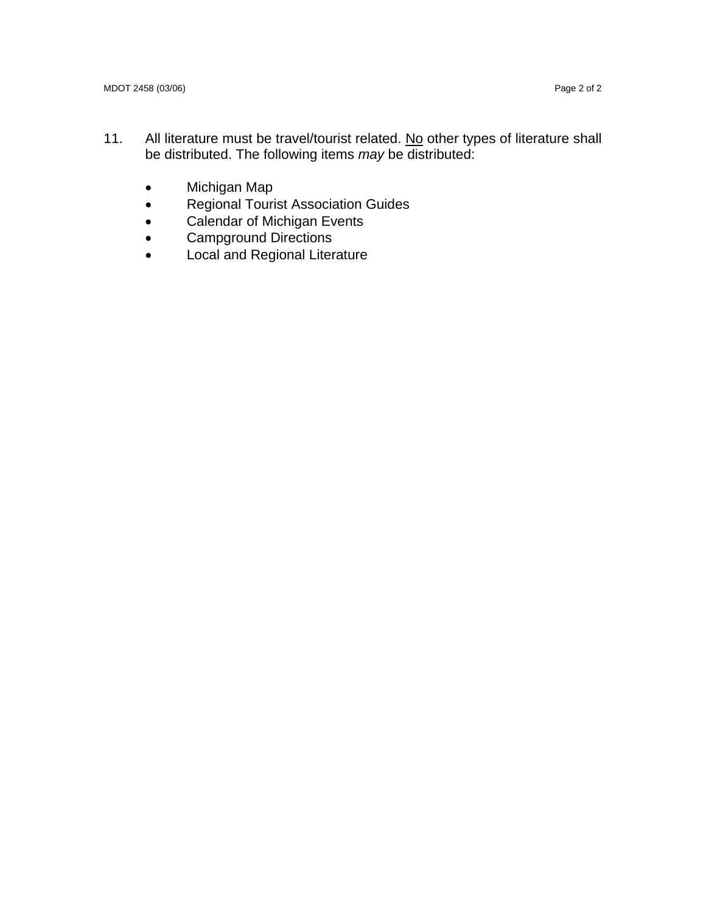11. All literature must be travel/tourist related. <u>No</u> other types of literature shall be distributed. The following items *may* be distributed:

    - Michigan Map
    - Regional Tourist Association Guides
    - Calendar of Michigan Events
    - Campground Directions
    - Local and Regional Literature